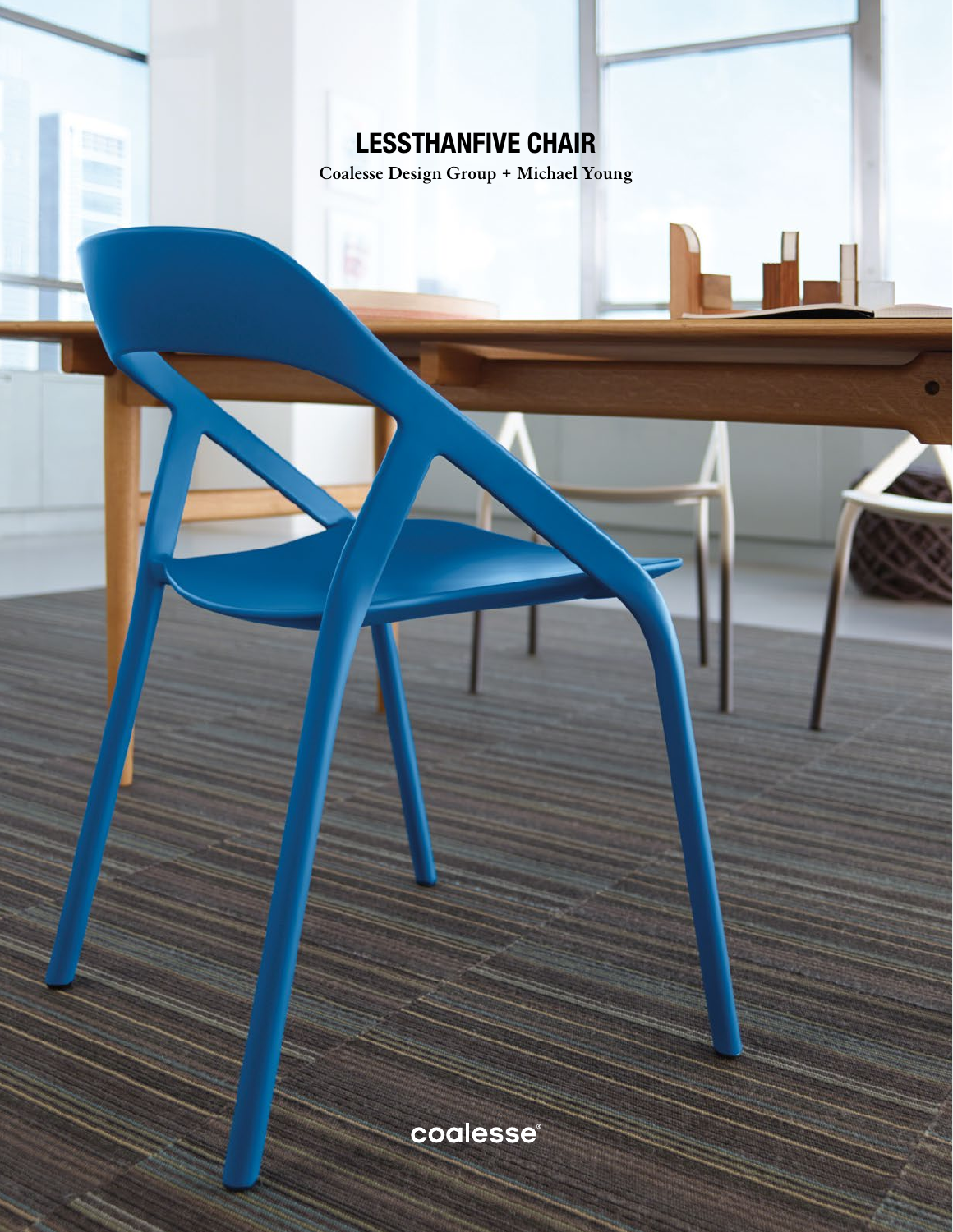# LESSTHANFIVE CHAIR

Coalesse Design Group + Michael Young

coalesse®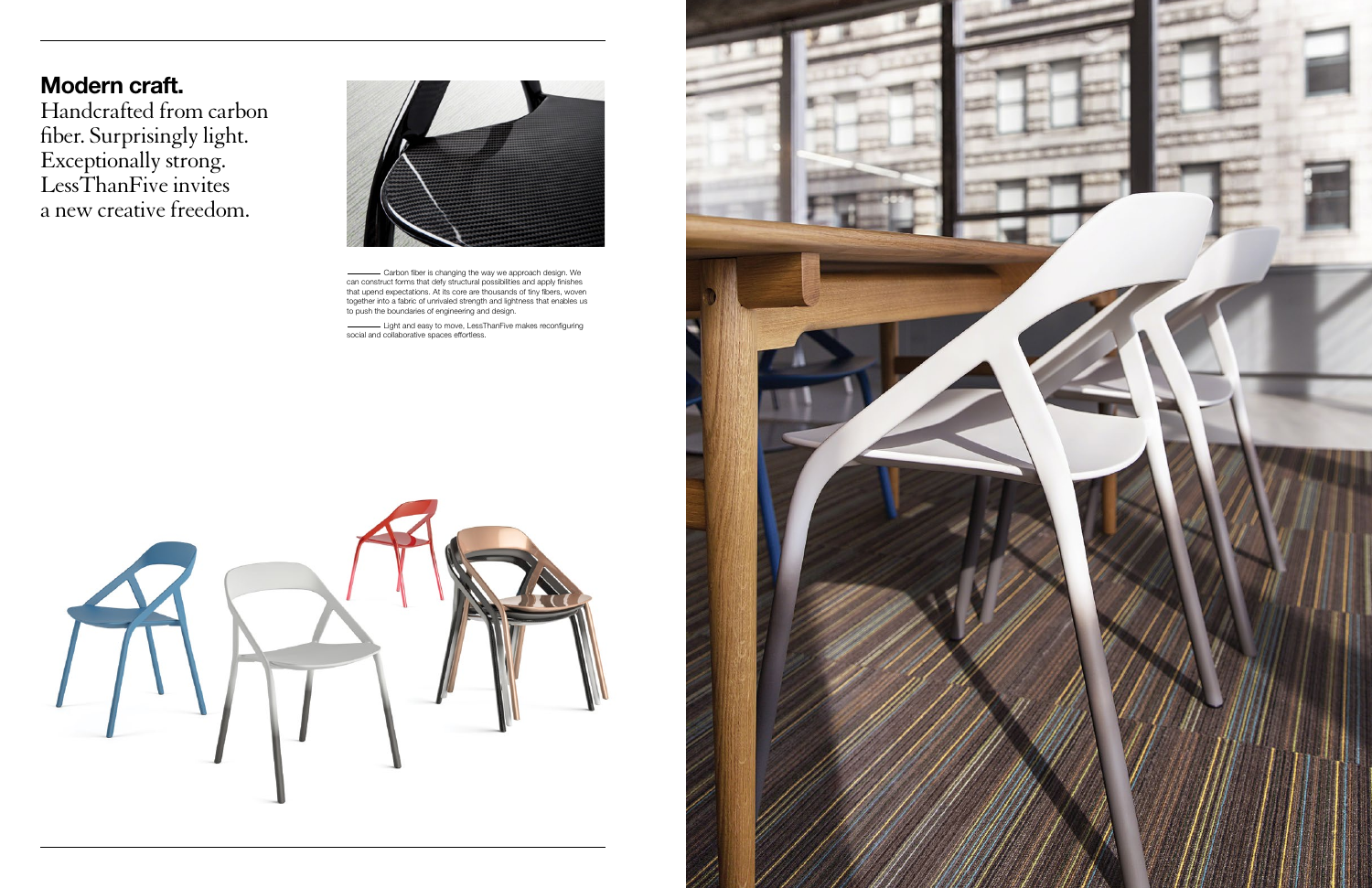## Modern craft.

Handcrafted from carbon fiber. Surprisingly light. Exceptionally strong. LessThanFive invites a new creative freedom.

Carbon fiber is changing the way we approach design. We can construct forms that defy structural possibilities and apply finishes that upend expectations. At its core are thousands of tiny fibers, woven together into a fabric of unrivaled strength and lightness that enables us to push the boundaries of engineering and design.

Light and easy to move, LessThanFive makes reconfiguring social and collaborative spaces effortless.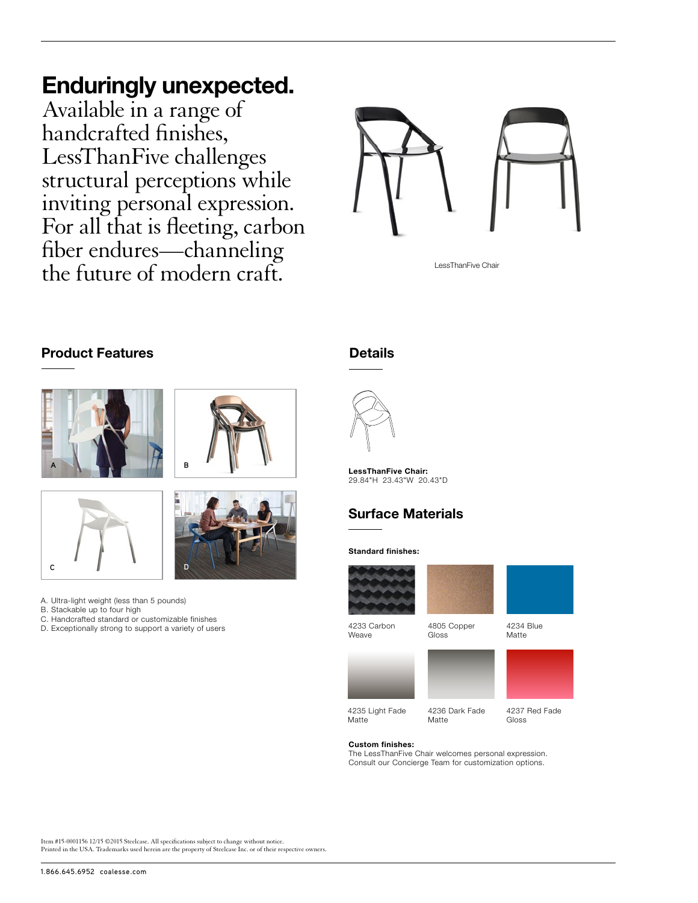# Enduringly unexpected.

Available in a range of handcrafted finishes, LessThanFive challenges structural perceptions while inviting personal expression. For all that is fleeting, carbon fiber endures—channeling the future of modern craft.

LessThanFive Chair

## Product Features

A. Ultra-light weight (less than 5 pounds)
B. Stackable up to four high
C. Handcrafted standard or customizable finishes
D. Exceptionally strong to support a variety of users

## Details

**LessThanFive Chair:**
29.84"H 23.43"W 20.43"D

## Surface Materials

**Standard finishes:**

4233 Carbon Weave

4805 Copper Gloss

4234 Blue Matte

4235 Light Fade Matte

4236 Dark Fade Matte

4237 Red Fade Gloss

**Custom finishes:**
The LessThanFive Chair welcomes personal expression. Consult our Concierge Team for customization options.

Item #15-0001156 12/15 ©2015 Steelcase. All specifications subject to change without notice.
Printed in the USA. Trademarks used herein are the property of Steelcase Inc. or of their respective owners.

1.866.645.6952 coalesse.com